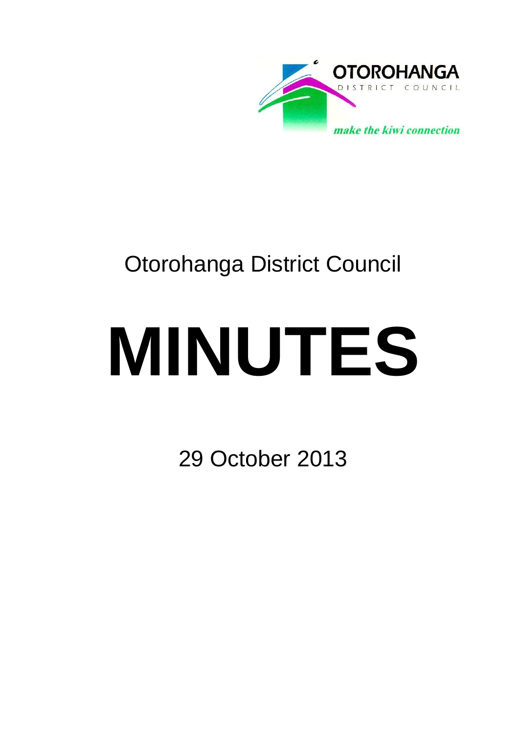OTOROHANGA

DISTRICT COUNCIL

*make the kiwi connection*

Otorohanga District Council

# MINUTES

29 October 2013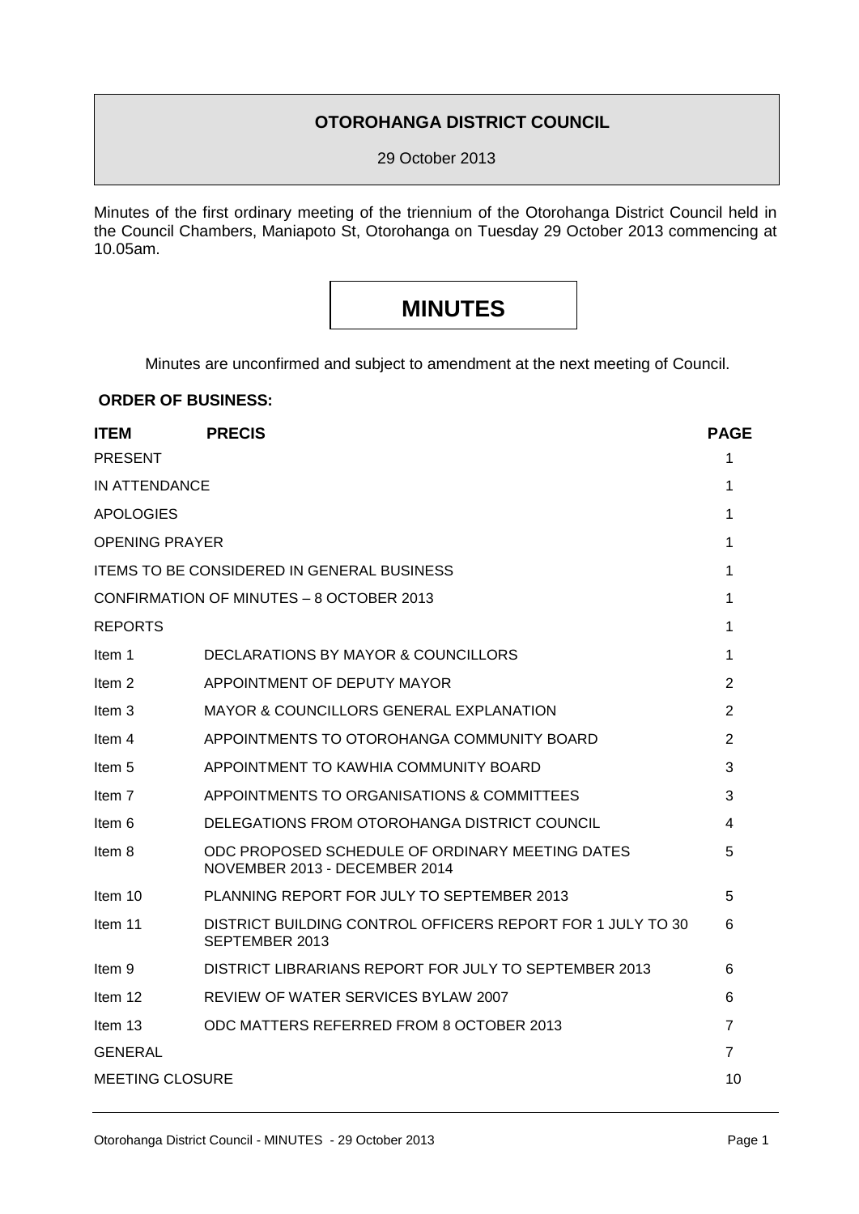**OTOROHANGA DISTRICT COUNCIL**

29 October 2013

Minutes of the first ordinary meeting of the triennium of the Otorohanga District Council held in the Council Chambers, Maniapoto St, Otorohanga on Tuesday 29 October 2013 commencing at 10.05am.

# MINUTES

Minutes are unconfirmed and subject to amendment at the next meeting of Council.

**ORDER OF BUSINESS:**

| ITEM | PRECIS | PAGE |
|---|---|---|
| PRESENT | | 1 |
| IN ATTENDANCE | | 1 |
| APOLOGIES | | 1 |
| OPENING PRAYER | | 1 |
| ITEMS TO BE CONSIDERED IN GENERAL BUSINESS | | 1 |
| CONFIRMATION OF MINUTES – 8 OCTOBER 2013 | | 1 |
| REPORTS | | 1 |
| Item 1 | DECLARATIONS BY MAYOR & COUNCILLORS | 1 |
| Item 2 | APPOINTMENT OF DEPUTY MAYOR | 2 |
| Item 3 | MAYOR & COUNCILLORS GENERAL EXPLANATION | 2 |
| Item 4 | APPOINTMENTS TO OTOROHANGA COMMUNITY BOARD | 2 |
| Item 5 | APPOINTMENT TO KAWHIA COMMUNITY BOARD | 3 |
| Item 7 | APPOINTMENTS TO ORGANISATIONS & COMMITTEES | 3 |
| Item 6 | DELEGATIONS FROM OTOROHANGA DISTRICT COUNCIL | 4 |
| Item 8 | ODC PROPOSED SCHEDULE OF ORDINARY MEETING DATES NOVEMBER 2013 - DECEMBER 2014 | 5 |
| Item 10 | PLANNING REPORT FOR JULY TO SEPTEMBER 2013 | 5 |
| Item 11 | DISTRICT BUILDING CONTROL OFFICERS REPORT FOR 1 JULY TO 30 SEPTEMBER 2013 | 6 |
| Item 9 | DISTRICT LIBRARIANS REPORT FOR JULY TO SEPTEMBER 2013 | 6 |
| Item 12 | REVIEW OF WATER SERVICES BYLAW 2007 | 6 |
| Item 13 | ODC MATTERS REFERRED FROM 8 OCTOBER 2013 | 7 |
| GENERAL | | 7 |
| MEETING CLOSURE | | 10 |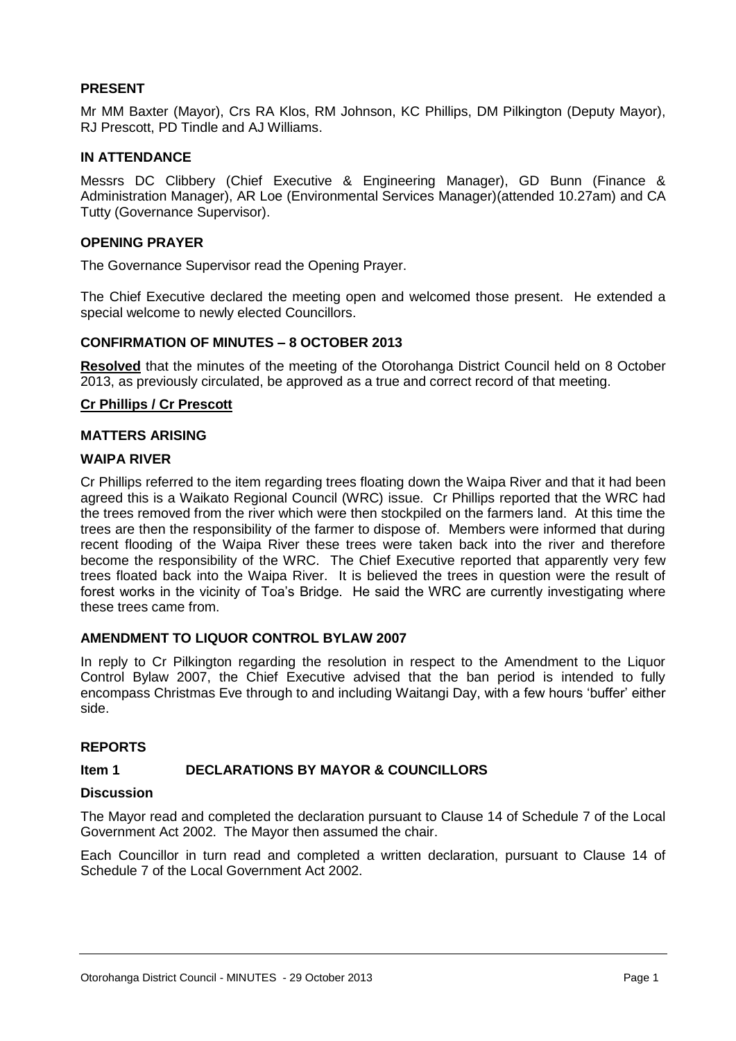## PRESENT

Mr MM Baxter (Mayor), Crs RA Klos, RM Johnson, KC Phillips, DM Pilkington (Deputy Mayor), RJ Prescott, PD Tindle and AJ Williams.

## IN ATTENDANCE

Messrs DC Clibbery (Chief Executive & Engineering Manager), GD Bunn (Finance & Administration Manager), AR Loe (Environmental Services Manager)(attended 10.27am) and CA Tutty (Governance Supervisor).

## OPENING PRAYER

The Governance Supervisor read the Opening Prayer.

The Chief Executive declared the meeting open and welcomed those present. He extended a special welcome to newly elected Councillors.

## CONFIRMATION OF MINUTES – 8 OCTOBER 2013

**Resolved** that the minutes of the meeting of the Otorohanga District Council held on 8 October 2013, as previously circulated, be approved as a true and correct record of that meeting.

**Cr Phillips / Cr Prescott**

## MATTERS ARISING

### WAIPA RIVER

Cr Phillips referred to the item regarding trees floating down the Waipa River and that it had been agreed this is a Waikato Regional Council (WRC) issue. Cr Phillips reported that the WRC had the trees removed from the river which were then stockpiled on the farmers land. At this time the trees are then the responsibility of the farmer to dispose of. Members were informed that during recent flooding of the Waipa River these trees were taken back into the river and therefore become the responsibility of the WRC. The Chief Executive reported that apparently very few trees floated back into the Waipa River. It is believed the trees in question were the result of forest works in the vicinity of Toa's Bridge. He said the WRC are currently investigating where these trees came from.

### AMENDMENT TO LIQUOR CONTROL BYLAW 2007

In reply to Cr Pilkington regarding the resolution in respect to the Amendment to the Liquor Control Bylaw 2007, the Chief Executive advised that the ban period is intended to fully encompass Christmas Eve through to and including Waitangi Day, with a few hours 'buffer' either side.

## REPORTS

### Item 1 DECLARATIONS BY MAYOR & COUNCILLORS

**Discussion**

The Mayor read and completed the declaration pursuant to Clause 14 of Schedule 7 of the Local Government Act 2002. The Mayor then assumed the chair.

Each Councillor in turn read and completed a written declaration, pursuant to Clause 14 of Schedule 7 of the Local Government Act 2002.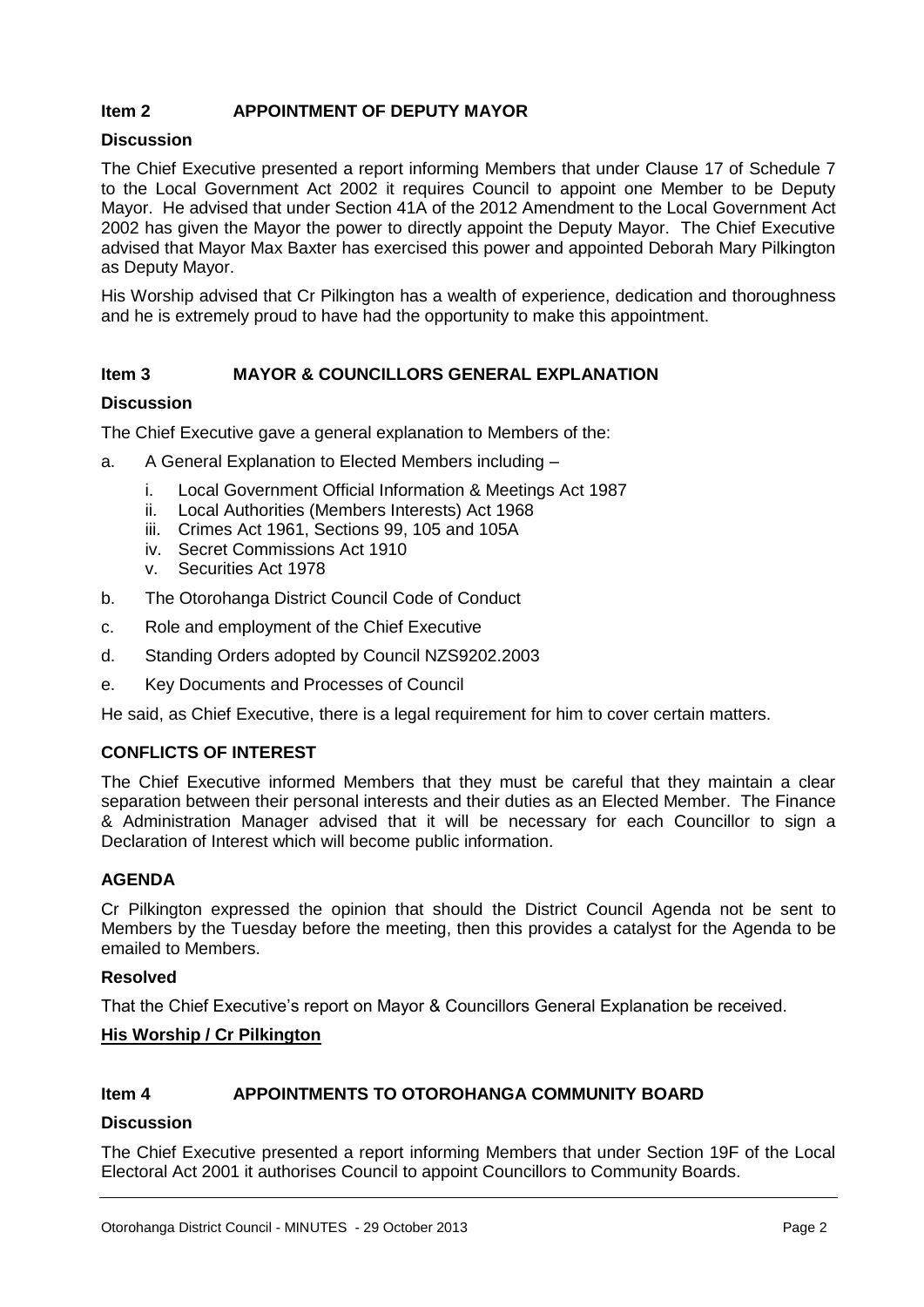## Item 2 APPOINTMENT OF DEPUTY MAYOR

### Discussion

The Chief Executive presented a report informing Members that under Clause 17 of Schedule 7 to the Local Government Act 2002 it requires Council to appoint one Member to be Deputy Mayor. He advised that under Section 41A of the 2012 Amendment to the Local Government Act 2002 has given the Mayor the power to directly appoint the Deputy Mayor. The Chief Executive advised that Mayor Max Baxter has exercised this power and appointed Deborah Mary Pilkington as Deputy Mayor.

His Worship advised that Cr Pilkington has a wealth of experience, dedication and thoroughness and he is extremely proud to have had the opportunity to make this appointment.

## Item 3 MAYOR & COUNCILLORS GENERAL EXPLANATION

### Discussion

The Chief Executive gave a general explanation to Members of the:

a. A General Explanation to Elected Members including –
   i. Local Government Official Information & Meetings Act 1987
   ii. Local Authorities (Members Interests) Act 1968
   iii. Crimes Act 1961, Sections 99, 105 and 105A
   iv. Secret Commissions Act 1910
   v. Securities Act 1978
b. The Otorohanga District Council Code of Conduct
c. Role and employment of the Chief Executive
d. Standing Orders adopted by Council NZS9202.2003
e. Key Documents and Processes of Council

He said, as Chief Executive, there is a legal requirement for him to cover certain matters.

### CONFLICTS OF INTEREST

The Chief Executive informed Members that they must be careful that they maintain a clear separation between their personal interests and their duties as an Elected Member. The Finance & Administration Manager advised that it will be necessary for each Councillor to sign a Declaration of Interest which will become public information.

### AGENDA

Cr Pilkington expressed the opinion that should the District Council Agenda not be sent to Members by the Tuesday before the meeting, then this provides a catalyst for the Agenda to be emailed to Members.

### Resolved

That the Chief Executive's report on Mayor & Councillors General Explanation be received.

**His Worship / Cr Pilkington**

## Item 4 APPOINTMENTS TO OTOROHANGA COMMUNITY BOARD

### Discussion

The Chief Executive presented a report informing Members that under Section 19F of the Local Electoral Act 2001 it authorises Council to appoint Councillors to Community Boards.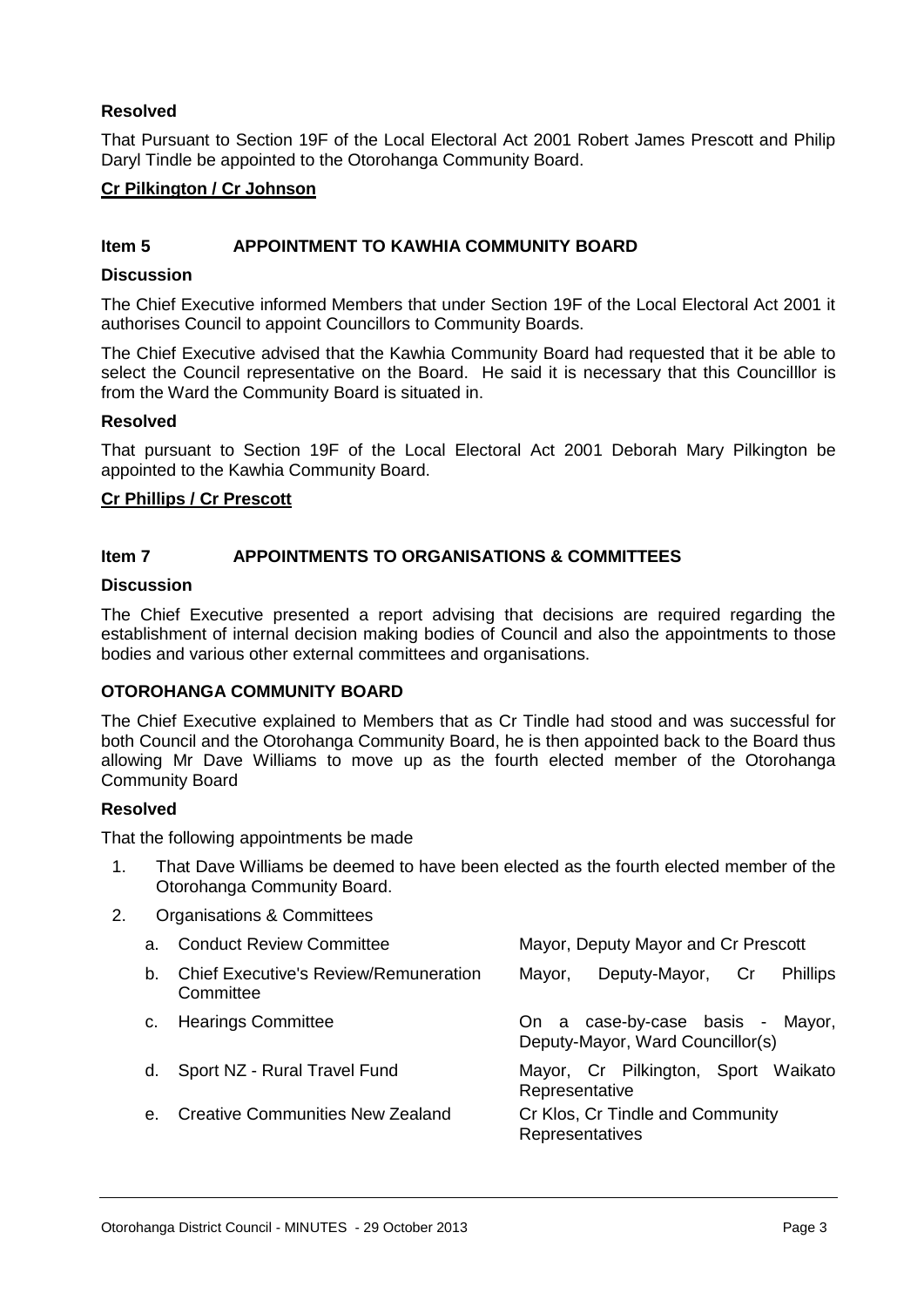**Resolved**

That Pursuant to Section 19F of the Local Electoral Act 2001 Robert James Prescott and Philip Daryl Tindle be appointed to the Otorohanga Community Board.

**Cr Pilkington / Cr Johnson**

## Item 5 APPOINTMENT TO KAWHIA COMMUNITY BOARD

**Discussion**

The Chief Executive informed Members that under Section 19F of the Local Electoral Act 2001 it authorises Council to appoint Councillors to Community Boards.

The Chief Executive advised that the Kawhia Community Board had requested that it be able to select the Council representative on the Board. He said it is necessary that this Councilllor is from the Ward the Community Board is situated in.

**Resolved**

That pursuant to Section 19F of the Local Electoral Act 2001 Deborah Mary Pilkington be appointed to the Kawhia Community Board.

**Cr Phillips / Cr Prescott**

## Item 7 APPOINTMENTS TO ORGANISATIONS & COMMITTEES

**Discussion**

The Chief Executive presented a report advising that decisions are required regarding the establishment of internal decision making bodies of Council and also the appointments to those bodies and various other external committees and organisations.

**OTOROHANGA COMMUNITY BOARD**

The Chief Executive explained to Members that as Cr Tindle had stood and was successful for both Council and the Otorohanga Community Board, he is then appointed back to the Board thus allowing Mr Dave Williams to move up as the fourth elected member of the Otorohanga Community Board

**Resolved**

That the following appointments be made

1. That Dave Williams be deemed to have been elected as the fourth elected member of the Otorohanga Community Board.
2. Organisations & Committees

| | | |
|---|---|---|
| a. | Conduct Review Committee | Mayor, Deputy Mayor and Cr Prescott |
| b. | Chief Executive's Review/Remuneration Committee | Mayor, Deputy-Mayor, Cr Phillips |
| c. | Hearings Committee | On a case-by-case basis - Mayor, Deputy-Mayor, Ward Councillor(s) |
| d. | Sport NZ - Rural Travel Fund | Mayor, Cr Pilkington, Sport Waikato Representative |
| e. | Creative Communities New Zealand | Cr Klos, Cr Tindle and Community Representatives |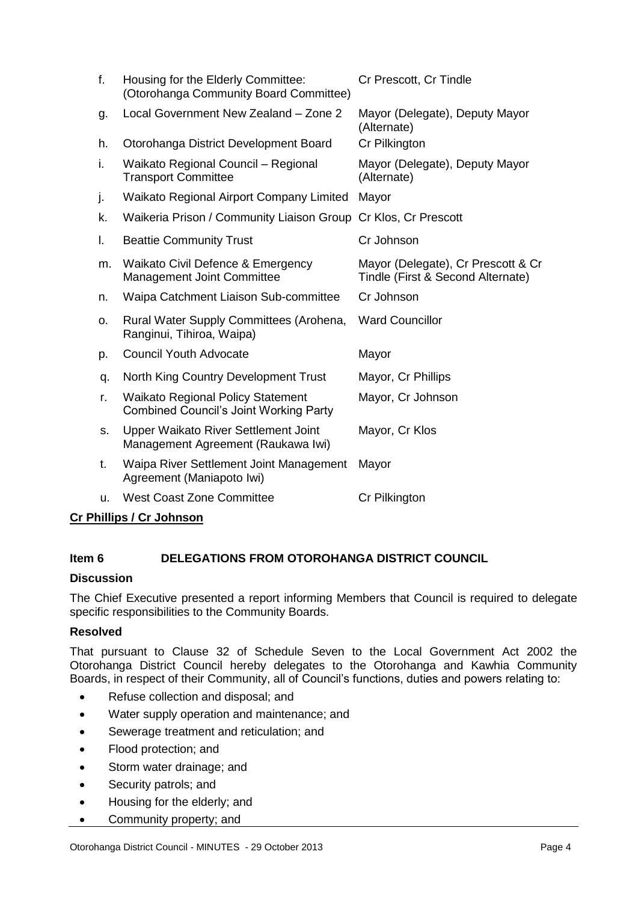| | | |
|---|---|---|
| f. | Housing for the Elderly Committee: (Otorohanga Community Board Committee) | Cr Prescott, Cr Tindle |
| g. | Local Government New Zealand – Zone 2 | Mayor (Delegate), Deputy Mayor (Alternate) |
| h. | Otorohanga District Development Board | Cr Pilkington |
| i. | Waikato Regional Council – Regional Transport Committee | Mayor (Delegate), Deputy Mayor (Alternate) |
| j. | Waikato Regional Airport Company Limited | Mayor |
| k. | Waikeria Prison / Community Liaison Group | Cr Klos, Cr Prescott |
| l. | Beattie Community Trust | Cr Johnson |
| m. | Waikato Civil Defence & Emergency Management Joint Committee | Mayor (Delegate), Cr Prescott & Cr Tindle (First & Second Alternate) |
| n. | Waipa Catchment Liaison Sub-committee | Cr Johnson |
| o. | Rural Water Supply Committees (Arohena, Ranginui, Tihiroa, Waipa) | Ward Councillor |
| p. | Council Youth Advocate | Mayor |
| q. | North King Country Development Trust | Mayor, Cr Phillips |
| r. | Waikato Regional Policy Statement Combined Council's Joint Working Party | Mayor, Cr Johnson |
| s. | Upper Waikato River Settlement Joint Management Agreement (Raukawa Iwi) | Mayor, Cr Klos |
| t. | Waipa River Settlement Joint Management Agreement (Maniapoto Iwi) | Mayor |
| u. | West Coast Zone Committee | Cr Pilkington |

**Cr Phillips / Cr Johnson**

## Item 6 DELEGATIONS FROM OTOROHANGA DISTRICT COUNCIL

**Discussion**

The Chief Executive presented a report informing Members that Council is required to delegate specific responsibilities to the Community Boards.

**Resolved**

That pursuant to Clause 32 of Schedule Seven to the Local Government Act 2002 the Otorohanga District Council hereby delegates to the Otorohanga and Kawhia Community Boards, in respect of their Community, all of Council's functions, duties and powers relating to:

- Refuse collection and disposal; and
- Water supply operation and maintenance; and
- Sewerage treatment and reticulation; and
- Flood protection; and
- Storm water drainage; and
- Security patrols; and
- Housing for the elderly; and
- Community property; and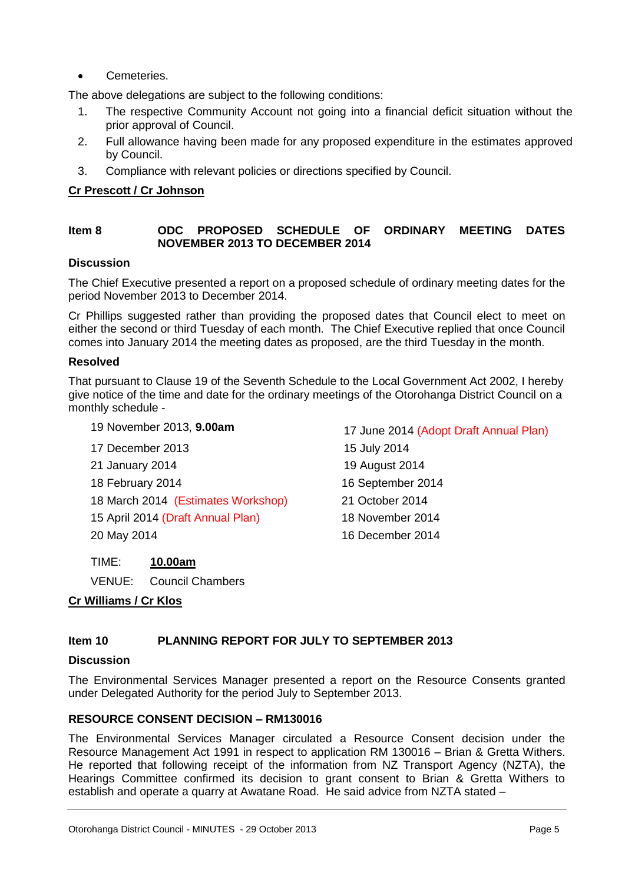- Cemeteries.

The above delegations are subject to the following conditions:

1. The respective Community Account not going into a financial deficit situation without the prior approval of Council.
2. Full allowance having been made for any proposed expenditure in the estimates approved by Council.
3. Compliance with relevant policies or directions specified by Council.

**Cr Prescott / Cr Johnson**

**Item 8 ODC PROPOSED SCHEDULE OF ORDINARY MEETING DATES NOVEMBER 2013 TO DECEMBER 2014**

**Discussion**

The Chief Executive presented a report on a proposed schedule of ordinary meeting dates for the period November 2013 to December 2014.

Cr Phillips suggested rather than providing the proposed dates that Council elect to meet on either the second or third Tuesday of each month. The Chief Executive replied that once Council comes into January 2014 the meeting dates as proposed, are the third Tuesday in the month.

**Resolved**

That pursuant to Clause 19 of the Seventh Schedule to the Local Government Act 2002, I hereby give notice of the time and date for the ordinary meetings of the Otorohanga District Council on a monthly schedule -

19 November 2013, **9.00am**
17 December 2013
21 January 2014
18 February 2014
18 March 2014 (Estimates Workshop)
15 April 2014 (Draft Annual Plan)
20 May 2014
17 June 2014 (Adopt Draft Annual Plan)
15 July 2014
19 August 2014
16 September 2014
21 October 2014
18 November 2014
16 December 2014

TIME: **10.00am**

VENUE: Council Chambers

**Cr Williams / Cr Klos**

**Item 10 PLANNING REPORT FOR JULY TO SEPTEMBER 2013**

**Discussion**

The Environmental Services Manager presented a report on the Resource Consents granted under Delegated Authority for the period July to September 2013.

**RESOURCE CONSENT DECISION – RM130016**

The Environmental Services Manager circulated a Resource Consent decision under the Resource Management Act 1991 in respect to application RM 130016 – Brian & Gretta Withers. He reported that following receipt of the information from NZ Transport Agency (NZTA), the Hearings Committee confirmed its decision to grant consent to Brian & Gretta Withers to establish and operate a quarry at Awatane Road. He said advice from NZTA stated –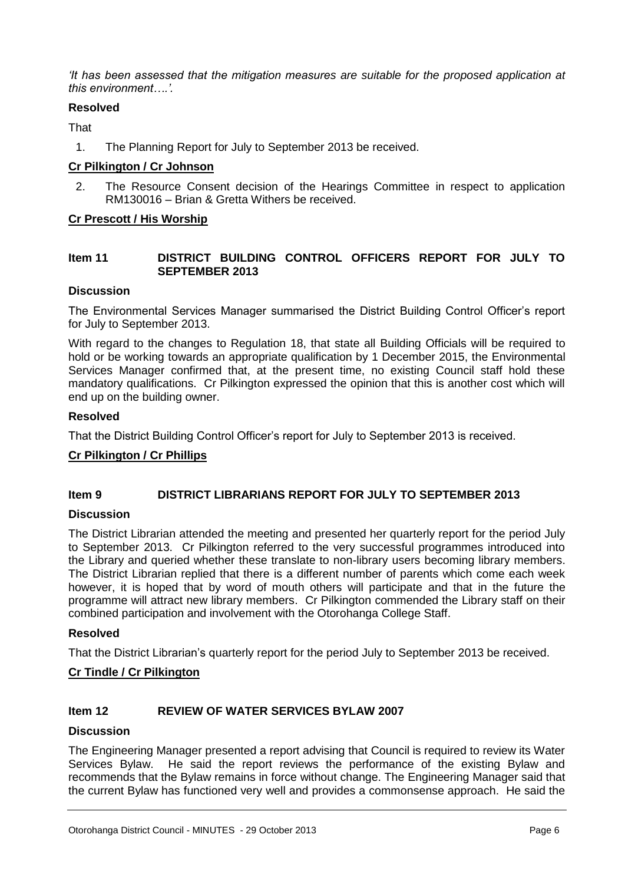*'It has been assessed that the mitigation measures are suitable for the proposed application at this environment….'.*

**Resolved**

That

1. The Planning Report for July to September 2013 be received.

**Cr Pilkington / Cr Johnson**

2. The Resource Consent decision of the Hearings Committee in respect to application RM130016 – Brian & Gretta Withers be received.

**Cr Prescott / His Worship**

## Item 11 DISTRICT BUILDING CONTROL OFFICERS REPORT FOR JULY TO SEPTEMBER 2013

**Discussion**

The Environmental Services Manager summarised the District Building Control Officer's report for July to September 2013.

With regard to the changes to Regulation 18, that state all Building Officials will be required to hold or be working towards an appropriate qualification by 1 December 2015, the Environmental Services Manager confirmed that, at the present time, no existing Council staff hold these mandatory qualifications. Cr Pilkington expressed the opinion that this is another cost which will end up on the building owner.

**Resolved**

That the District Building Control Officer's report for July to September 2013 is received.

**Cr Pilkington / Cr Phillips**

## Item 9 DISTRICT LIBRARIANS REPORT FOR JULY TO SEPTEMBER 2013

**Discussion**

The District Librarian attended the meeting and presented her quarterly report for the period July to September 2013. Cr Pilkington referred to the very successful programmes introduced into the Library and queried whether these translate to non-library users becoming library members. The District Librarian replied that there is a different number of parents which come each week however, it is hoped that by word of mouth others will participate and that in the future the programme will attract new library members. Cr Pilkington commended the Library staff on their combined participation and involvement with the Otorohanga College Staff.

**Resolved**

That the District Librarian's quarterly report for the period July to September 2013 be received.

**Cr Tindle / Cr Pilkington**

## Item 12 REVIEW OF WATER SERVICES BYLAW 2007

**Discussion**

The Engineering Manager presented a report advising that Council is required to review its Water Services Bylaw. He said the report reviews the performance of the existing Bylaw and recommends that the Bylaw remains in force without change. The Engineering Manager said that the current Bylaw has functioned very well and provides a commonsense approach. He said the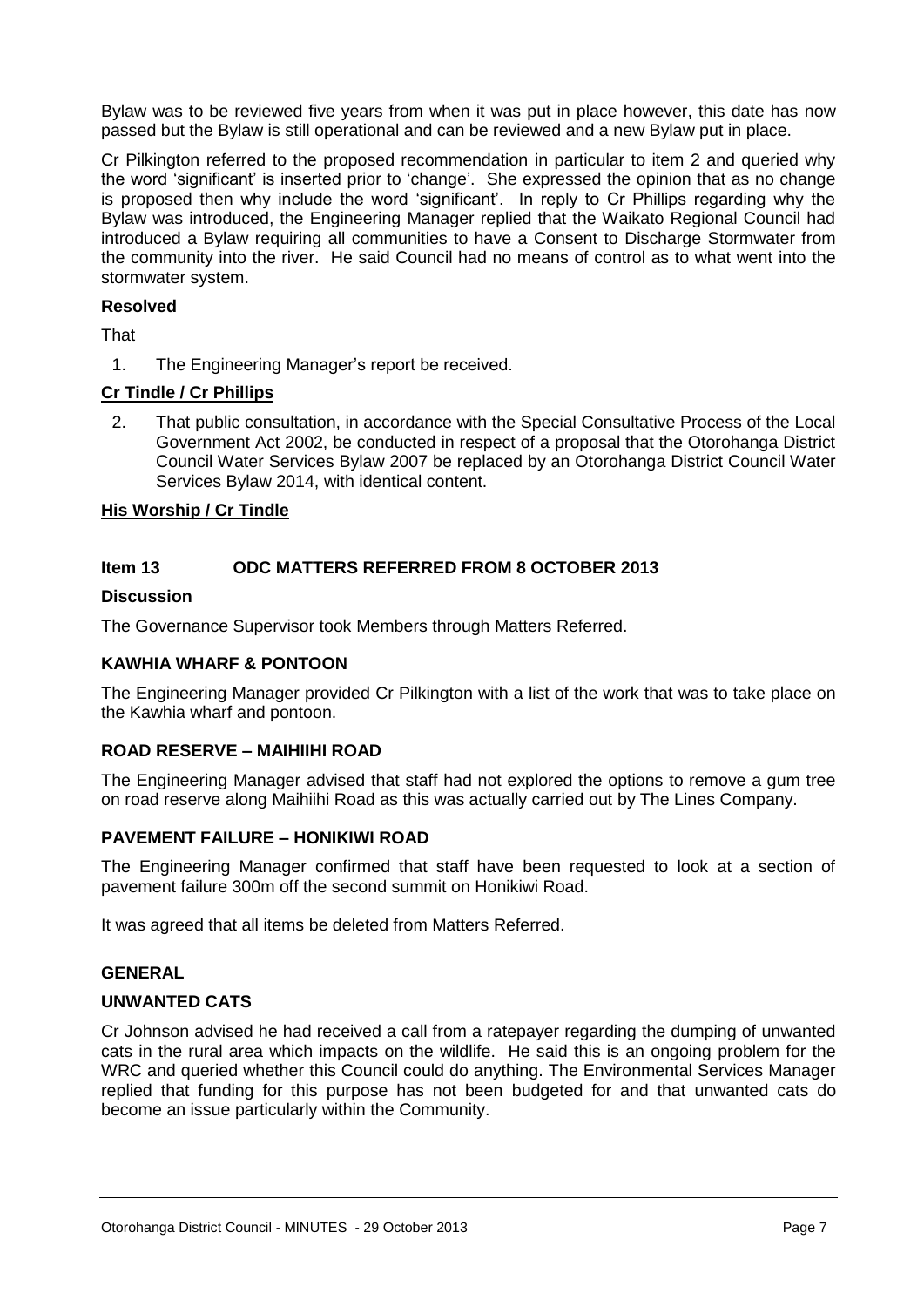Bylaw was to be reviewed five years from when it was put in place however, this date has now passed but the Bylaw is still operational and can be reviewed and a new Bylaw put in place.

Cr Pilkington referred to the proposed recommendation in particular to item 2 and queried why the word 'significant' is inserted prior to 'change'. She expressed the opinion that as no change is proposed then why include the word 'significant'. In reply to Cr Phillips regarding why the Bylaw was introduced, the Engineering Manager replied that the Waikato Regional Council had introduced a Bylaw requiring all communities to have a Consent to Discharge Stormwater from the community into the river. He said Council had no means of control as to what went into the stormwater system.

**Resolved**

That

1. The Engineering Manager's report be received.

**Cr Tindle / Cr Phillips**

2. That public consultation, in accordance with the Special Consultative Process of the Local Government Act 2002, be conducted in respect of a proposal that the Otorohanga District Council Water Services Bylaw 2007 be replaced by an Otorohanga District Council Water Services Bylaw 2014, with identical content.

**His Worship / Cr Tindle**

## Item 13 ODC MATTERS REFERRED FROM 8 OCTOBER 2013

**Discussion**

The Governance Supervisor took Members through Matters Referred.

**KAWHIA WHARF & PONTOON**

The Engineering Manager provided Cr Pilkington with a list of the work that was to take place on the Kawhia wharf and pontoon.

**ROAD RESERVE – MAIHIIHI ROAD**

The Engineering Manager advised that staff had not explored the options to remove a gum tree on road reserve along Maihiihi Road as this was actually carried out by The Lines Company.

**PAVEMENT FAILURE – HONIKIWI ROAD**

The Engineering Manager confirmed that staff have been requested to look at a section of pavement failure 300m off the second summit on Honikiwi Road.

It was agreed that all items be deleted from Matters Referred.

**GENERAL**

**UNWANTED CATS**

Cr Johnson advised he had received a call from a ratepayer regarding the dumping of unwanted cats in the rural area which impacts on the wildlife. He said this is an ongoing problem for the WRC and queried whether this Council could do anything. The Environmental Services Manager replied that funding for this purpose has not been budgeted for and that unwanted cats do become an issue particularly within the Community.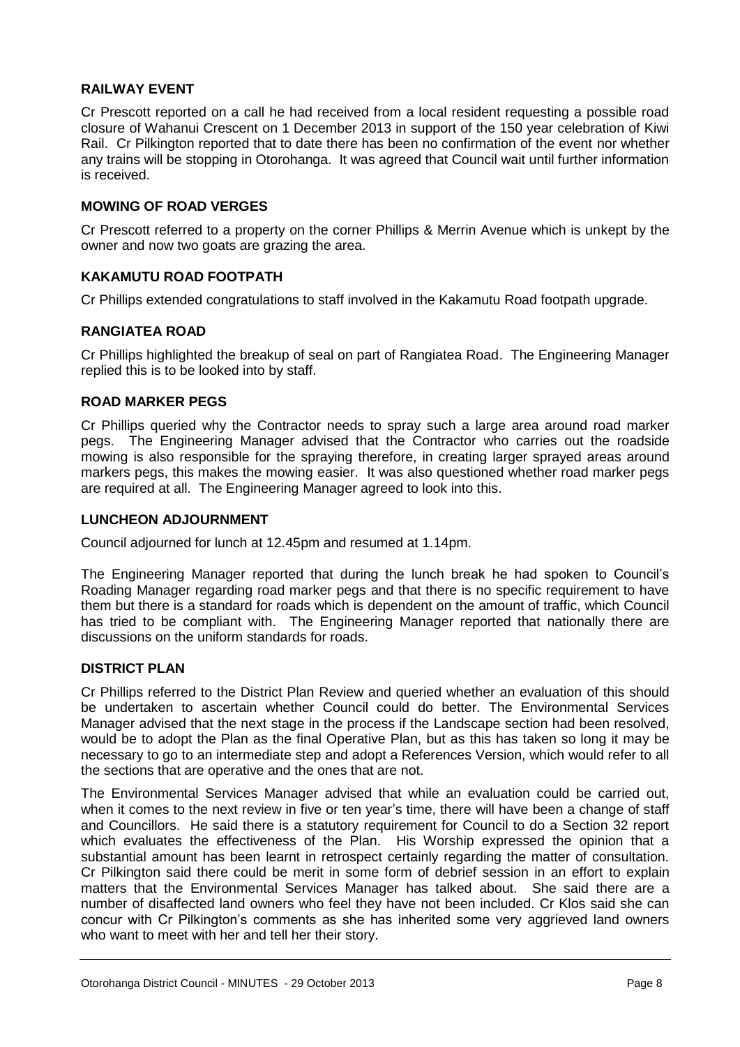### RAILWAY EVENT

Cr Prescott reported on a call he had received from a local resident requesting a possible road closure of Wahanui Crescent on 1 December 2013 in support of the 150 year celebration of Kiwi Rail. Cr Pilkington reported that to date there has been no confirmation of the event nor whether any trains will be stopping in Otorohanga. It was agreed that Council wait until further information is received.

### MOWING OF ROAD VERGES

Cr Prescott referred to a property on the corner Phillips & Merrin Avenue which is unkept by the owner and now two goats are grazing the area.

### KAKAMUTU ROAD FOOTPATH

Cr Phillips extended congratulations to staff involved in the Kakamutu Road footpath upgrade.

### RANGIATEA ROAD

Cr Phillips highlighted the breakup of seal on part of Rangiatea Road. The Engineering Manager replied this is to be looked into by staff.

### ROAD MARKER PEGS

Cr Phillips queried why the Contractor needs to spray such a large area around road marker pegs. The Engineering Manager advised that the Contractor who carries out the roadside mowing is also responsible for the spraying therefore, in creating larger sprayed areas around markers pegs, this makes the mowing easier. It was also questioned whether road marker pegs are required at all. The Engineering Manager agreed to look into this.

### LUNCHEON ADJOURNMENT

Council adjourned for lunch at 12.45pm and resumed at 1.14pm.

The Engineering Manager reported that during the lunch break he had spoken to Council's Roading Manager regarding road marker pegs and that there is no specific requirement to have them but there is a standard for roads which is dependent on the amount of traffic, which Council has tried to be compliant with. The Engineering Manager reported that nationally there are discussions on the uniform standards for roads.

### DISTRICT PLAN

Cr Phillips referred to the District Plan Review and queried whether an evaluation of this should be undertaken to ascertain whether Council could do better. The Environmental Services Manager advised that the next stage in the process if the Landscape section had been resolved, would be to adopt the Plan as the final Operative Plan, but as this has taken so long it may be necessary to go to an intermediate step and adopt a References Version, which would refer to all the sections that are operative and the ones that are not.

The Environmental Services Manager advised that while an evaluation could be carried out, when it comes to the next review in five or ten year's time, there will have been a change of staff and Councillors. He said there is a statutory requirement for Council to do a Section 32 report which evaluates the effectiveness of the Plan. His Worship expressed the opinion that a substantial amount has been learnt in retrospect certainly regarding the matter of consultation. Cr Pilkington said there could be merit in some form of debrief session in an effort to explain matters that the Environmental Services Manager has talked about. She said there are a number of disaffected land owners who feel they have not been included. Cr Klos said she can concur with Cr Pilkington's comments as she has inherited some very aggrieved land owners who want to meet with her and tell her their story.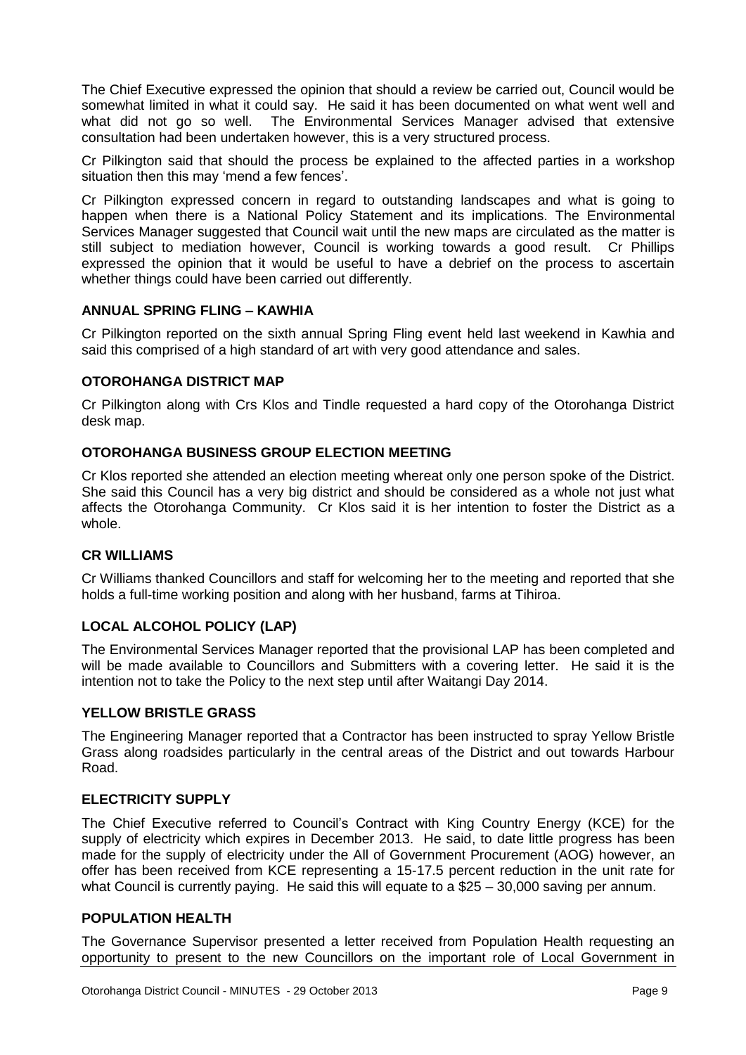The Chief Executive expressed the opinion that should a review be carried out, Council would be somewhat limited in what it could say. He said it has been documented on what went well and what did not go so well. The Environmental Services Manager advised that extensive consultation had been undertaken however, this is a very structured process.

Cr Pilkington said that should the process be explained to the affected parties in a workshop situation then this may 'mend a few fences'.

Cr Pilkington expressed concern in regard to outstanding landscapes and what is going to happen when there is a National Policy Statement and its implications. The Environmental Services Manager suggested that Council wait until the new maps are circulated as the matter is still subject to mediation however, Council is working towards a good result. Cr Phillips expressed the opinion that it would be useful to have a debrief on the process to ascertain whether things could have been carried out differently.

**ANNUAL SPRING FLING – KAWHIA**

Cr Pilkington reported on the sixth annual Spring Fling event held last weekend in Kawhia and said this comprised of a high standard of art with very good attendance and sales.

**OTOROHANGA DISTRICT MAP**

Cr Pilkington along with Crs Klos and Tindle requested a hard copy of the Otorohanga District desk map.

**OTOROHANGA BUSINESS GROUP ELECTION MEETING**

Cr Klos reported she attended an election meeting whereat only one person spoke of the District. She said this Council has a very big district and should be considered as a whole not just what affects the Otorohanga Community. Cr Klos said it is her intention to foster the District as a whole.

**CR WILLIAMS**

Cr Williams thanked Councillors and staff for welcoming her to the meeting and reported that she holds a full-time working position and along with her husband, farms at Tihiroa.

**LOCAL ALCOHOL POLICY (LAP)**

The Environmental Services Manager reported that the provisional LAP has been completed and will be made available to Councillors and Submitters with a covering letter. He said it is the intention not to take the Policy to the next step until after Waitangi Day 2014.

**YELLOW BRISTLE GRASS**

The Engineering Manager reported that a Contractor has been instructed to spray Yellow Bristle Grass along roadsides particularly in the central areas of the District and out towards Harbour Road.

**ELECTRICITY SUPPLY**

The Chief Executive referred to Council's Contract with King Country Energy (KCE) for the supply of electricity which expires in December 2013. He said, to date little progress has been made for the supply of electricity under the All of Government Procurement (AOG) however, an offer has been received from KCE representing a 15-17.5 percent reduction in the unit rate for what Council is currently paying. He said this will equate to a $25 – 30,000 saving per annum.

**POPULATION HEALTH**

The Governance Supervisor presented a letter received from Population Health requesting an opportunity to present to the new Councillors on the important role of Local Government in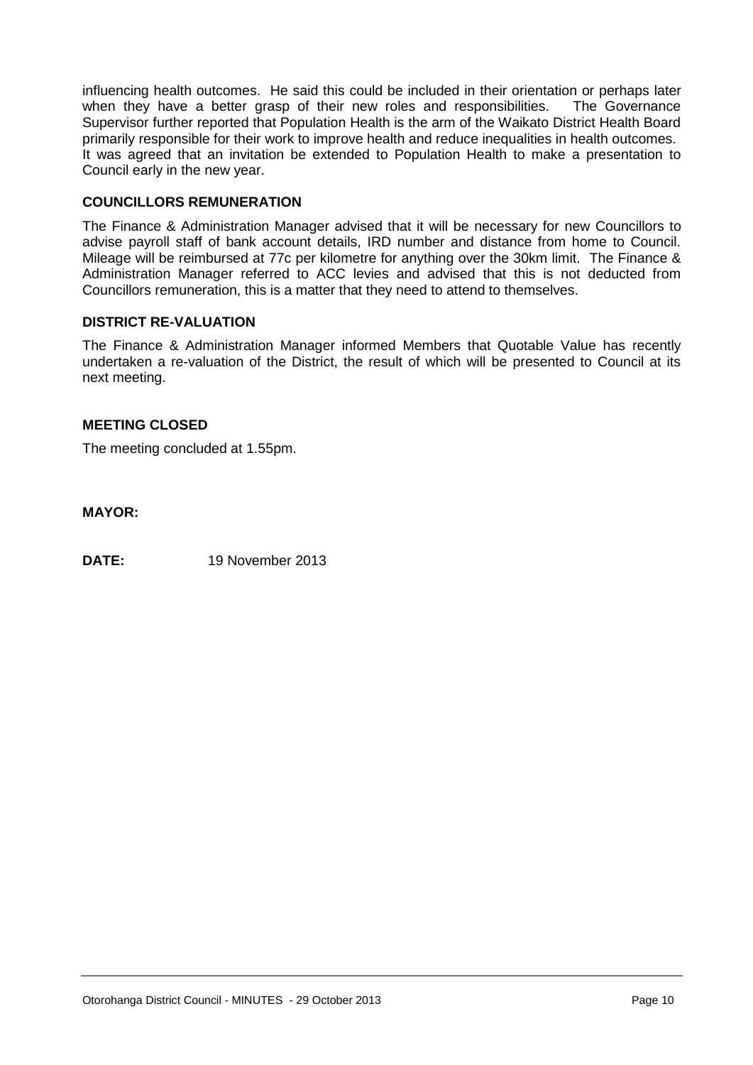influencing health outcomes. He said this could be included in their orientation or perhaps later when they have a better grasp of their new roles and responsibilities. The Governance Supervisor further reported that Population Health is the arm of the Waikato District Health Board primarily responsible for their work to improve health and reduce inequalities in health outcomes. It was agreed that an invitation be extended to Population Health to make a presentation to Council early in the new year.

**COUNCILLORS REMUNERATION**

The Finance & Administration Manager advised that it will be necessary for new Councillors to advise payroll staff of bank account details, IRD number and distance from home to Council. Mileage will be reimbursed at 77c per kilometre for anything over the 30km limit. The Finance & Administration Manager referred to ACC levies and advised that this is not deducted from Councillors remuneration, this is a matter that they need to attend to themselves.

**DISTRICT RE-VALUATION**

The Finance & Administration Manager informed Members that Quotable Value has recently undertaken a re-valuation of the District, the result of which will be presented to Council at its next meeting.

**MEETING CLOSED**

The meeting concluded at 1.55pm.

**MAYOR:**

**DATE:** 19 November 2013